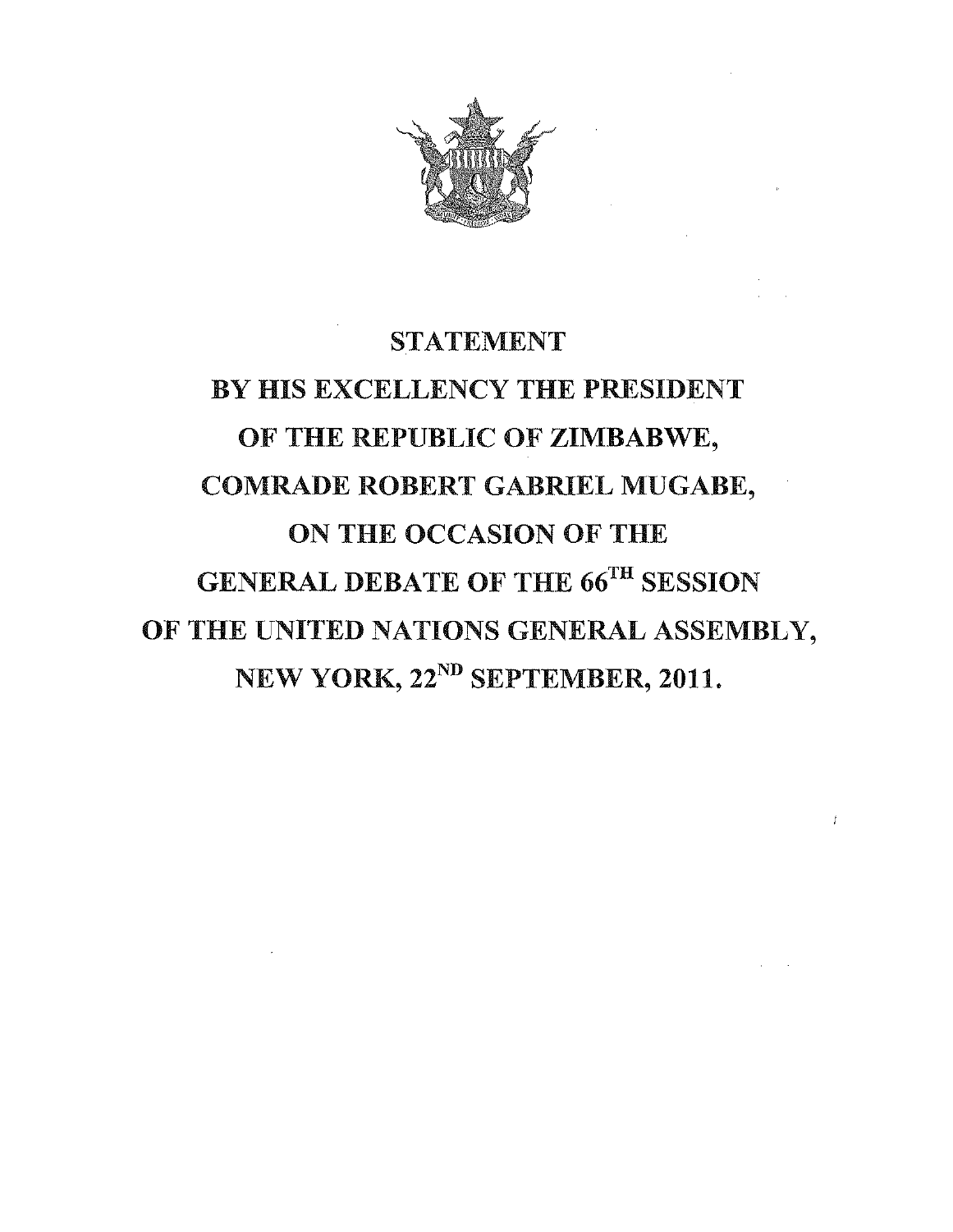# STATEMENT

# BY HIS EXCELLENCY THE PRESIDENT OF THE REPUBLIC OF ZIMBABWE, COMRADE ROBERT GABRIEL MUGABE, ON THE OCCASION OF THE GENERAL DEBATE OF THE 66TH SESSION OF THE UNITED NATIONS GENERAL ASSEMBLY, NEW YORK, 22ND SEPTEMBER, 2011.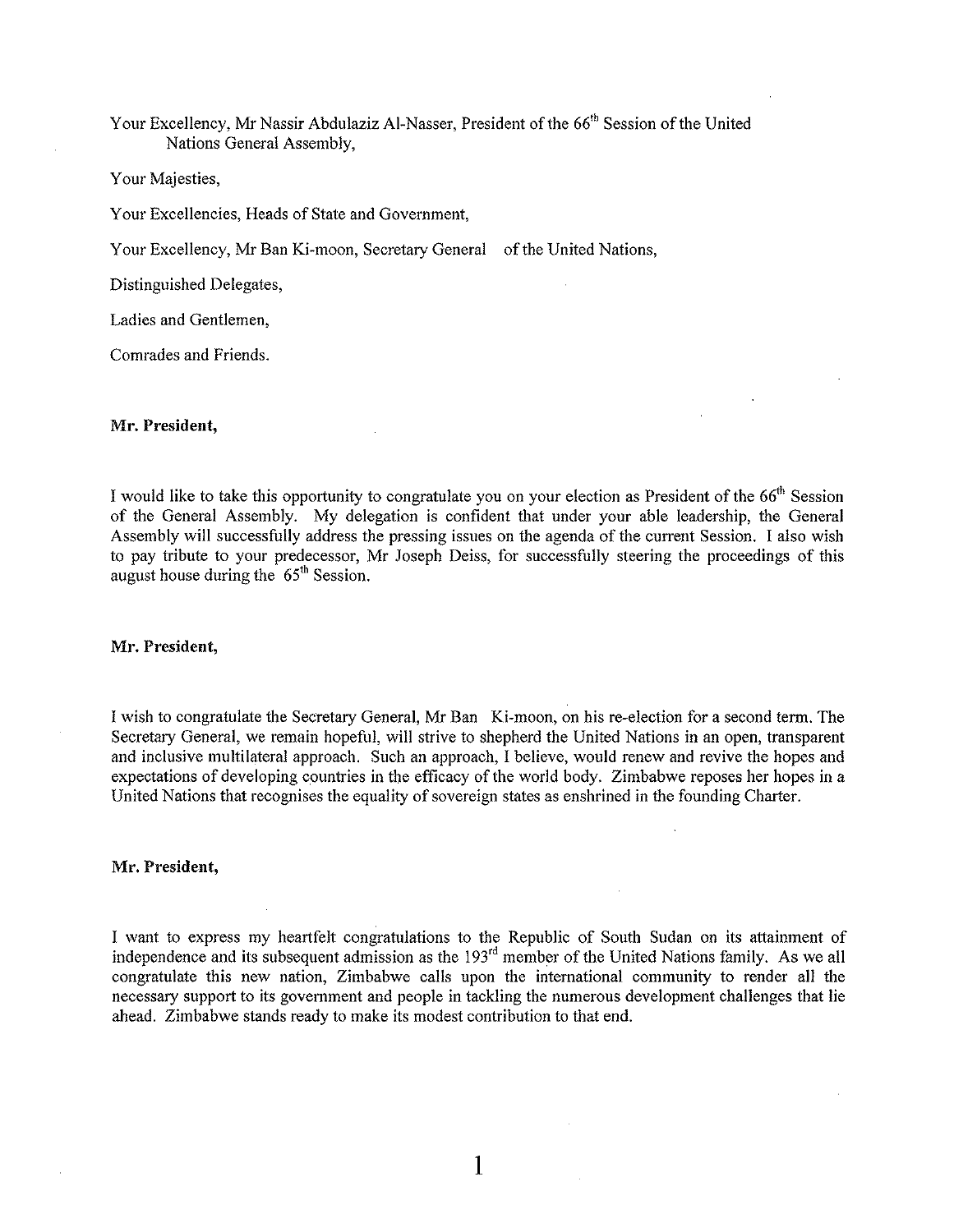Your Excellency, Mr Nassir Abdulaziz Al-Nasser, President of the 66th Session of the United Nations General Assembly,

Your Majesties,

Your Excellencies, Heads of State and Government,

Your Excellency, Mr Ban Ki-moon, Secretary General of the United Nations,

Distinguished Delegates,

Ladies and Gentlemen,

Comrades and Friends.

**Mr. President,**

I would like to take this opportunity to congratulate you on your election as President of the 66th Session of the General Assembly. My delegation is confident that under your able leadership, the General Assembly will successfully address the pressing issues on the agenda of the current Session. I also wish to pay tribute to your predecessor, Mr Joseph Deiss, for successfully steering the proceedings of this august house during the 65th Session.

**Mr. President,**

I wish to congratulate the Secretary General, Mr Ban Ki-moon, on his re-election for a second term. The Secretary General, we remain hopeful, will strive to shepherd the United Nations in an open, transparent and inclusive multilateral approach. Such an approach, I believe, would renew and revive the hopes and expectations of developing countries in the efficacy of the world body. Zimbabwe reposes her hopes in a United Nations that recognises the equality of sovereign states as enshrined in the founding Charter.

**Mr. President,**

I want to express my heartfelt congratulations to the Republic of South Sudan on its attainment of independence and its subsequent admission as the 193rd member of the United Nations family. As we all congratulate this new nation, Zimbabwe calls upon the international community to render all the necessary support to its government and people in tackling the numerous development challenges that lie ahead. Zimbabwe stands ready to make its modest contribution to that end.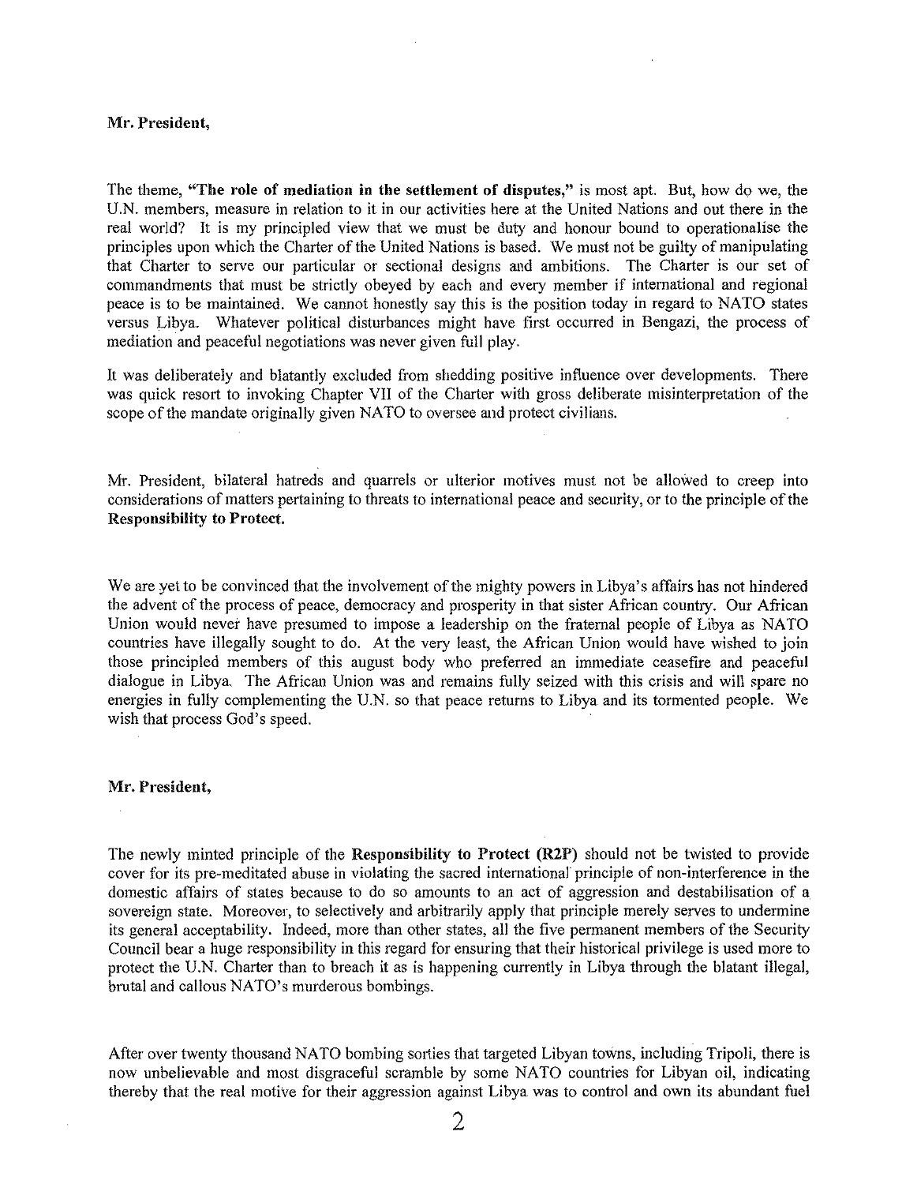**Mr. President,**

The theme, **"The role of mediation in the settlement of disputes,"** is most apt. But, how do we, the U.N. members, measure in relation to it in our activities here at the United Nations and out there in the real world? It is my principled view that we must be duty and honour bound to operationalise the principles upon which the Charter of the United Nations is based. We must not be guilty of manipulating that Charter to serve our particular or sectional designs and ambitions. The Charter is our set of commandments that must be strictly obeyed by each and every member if international and regional peace is to be maintained. We cannot honestly say this is the position today in regard to NATO states versus Libya. Whatever political disturbances might have first occurred in Bengazi, the process of mediation and peaceful negotiations was never given full play.

It was deliberately and blatantly excluded from shedding positive influence over developments. There was quick resort to invoking Chapter VII of the Charter with gross deliberate misinterpretation of the scope of the mandate originally given NATO to oversee and protect civilians.

Mr. President, bilateral hatreds and quarrels or ulterior motives must not be allowed to creep into considerations of matters pertaining to threats to international peace and security, or to the principle of the **Responsibility to Protect.**

We are yet to be convinced that the involvement of the mighty powers in Libya's affairs has not hindered the advent of the process of peace, democracy and prosperity in that sister African country. Our African Union would never have presumed to impose a leadership on the fraternal people of Libya as NATO countries have illegally sought to do. At the very least, the African Union would have wished to join those principled members of this august body who preferred an immediate ceasefire and peaceful dialogue in Libya. The African Union was and remains fully seized with this crisis and will spare no energies in fully complementing the U.N. so that peace returns to Libya and its tormented people. We wish that process God's speed.

**Mr. President,**

The newly minted principle of the **Responsibility to Protect (R2P)** should not be twisted to provide cover for its pre-meditated abuse in violating the sacred international principle of non-interference in the domestic affairs of states because to do so amounts to an act of aggression and destabilisation of a sovereign state. Moreover, to selectively and arbitrarily apply that principle merely serves to undermine its general acceptability. Indeed, more than other states, all the five permanent members of the Security Council bear a huge responsibility in this regard for ensuring that their historical privilege is used more to protect the U.N. Charter than to breach it as is happening currently in Libya through the blatant illegal, brutal and callous NATO's murderous bombings.

After over twenty thousand NATO bombing sorties that targeted Libyan towns, including Tripoli, there is now unbelievable and most disgraceful scramble by some NATO countries for Libyan oil, indicating thereby that the real motive for their aggression against Libya was to control and own its abundant fuel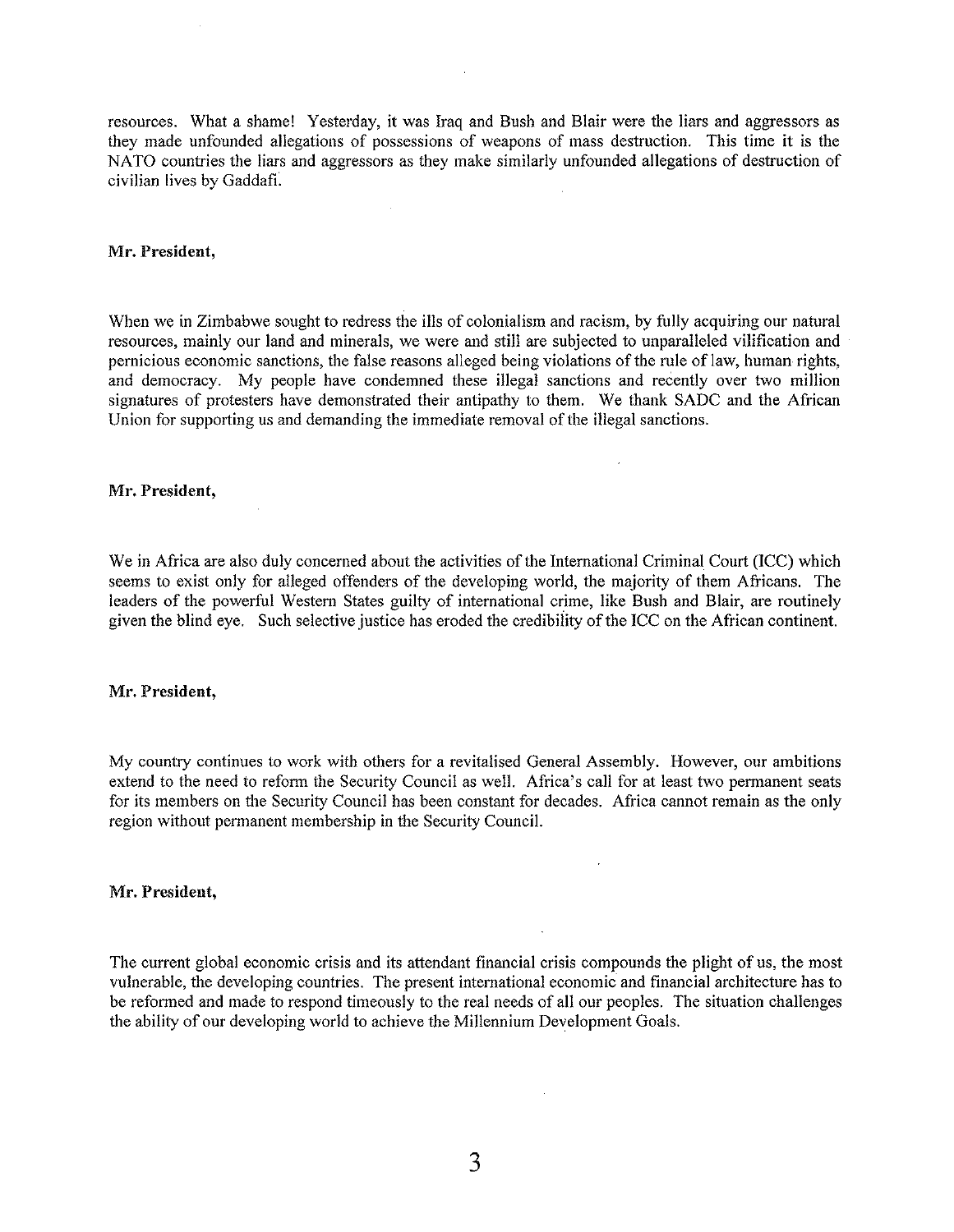resources. What a shame! Yesterday, it was Iraq and Bush and Blair were the liars and aggressors as they made unfounded allegations of possessions of weapons of mass destruction. This time it is the NATO countries the liars and aggressors as they make similarly unfounded allegations of destruction of civilian lives by Gaddafi.

**Mr. President,**

When we in Zimbabwe sought to redress the ills of colonialism and racism, by fully acquiring our natural resources, mainly our land and minerals, we were and still are subjected to unparalleled vilification and pernicious economic sanctions, the false reasons alleged being violations of the rule of law, human rights, and democracy. My people have condemned these illegal sanctions and recently over two million signatures of protesters have demonstrated their antipathy to them. We thank SADC and the African Union for supporting us and demanding the immediate removal of the illegal sanctions.

**Mr. President,**

We in Africa are also duly concerned about the activities of the International Criminal Court (ICC) which seems to exist only for alleged offenders of the developing world, the majority of them Africans. The leaders of the powerful Western States guilty of international crime, like Bush and Blair, are routinely given the blind eye. Such selective justice has eroded the credibility of the ICC on the African continent.

**Mr. President,**

My country continues to work with others for a revitalised General Assembly. However, our ambitions extend to the need to reform the Security Council as well. Africa's call for at least two permanent seats for its members on the Security Council has been constant for decades. Africa cannot remain as the only region without permanent membership in the Security Council.

**Mr. President,**

The current global economic crisis and its attendant financial crisis compounds the plight of us, the most vulnerable, the developing countries. The present international economic and financial architecture has to be reformed and made to respond timeously to the real needs of all our peoples. The situation challenges the ability of our developing world to achieve the Millennium Development Goals.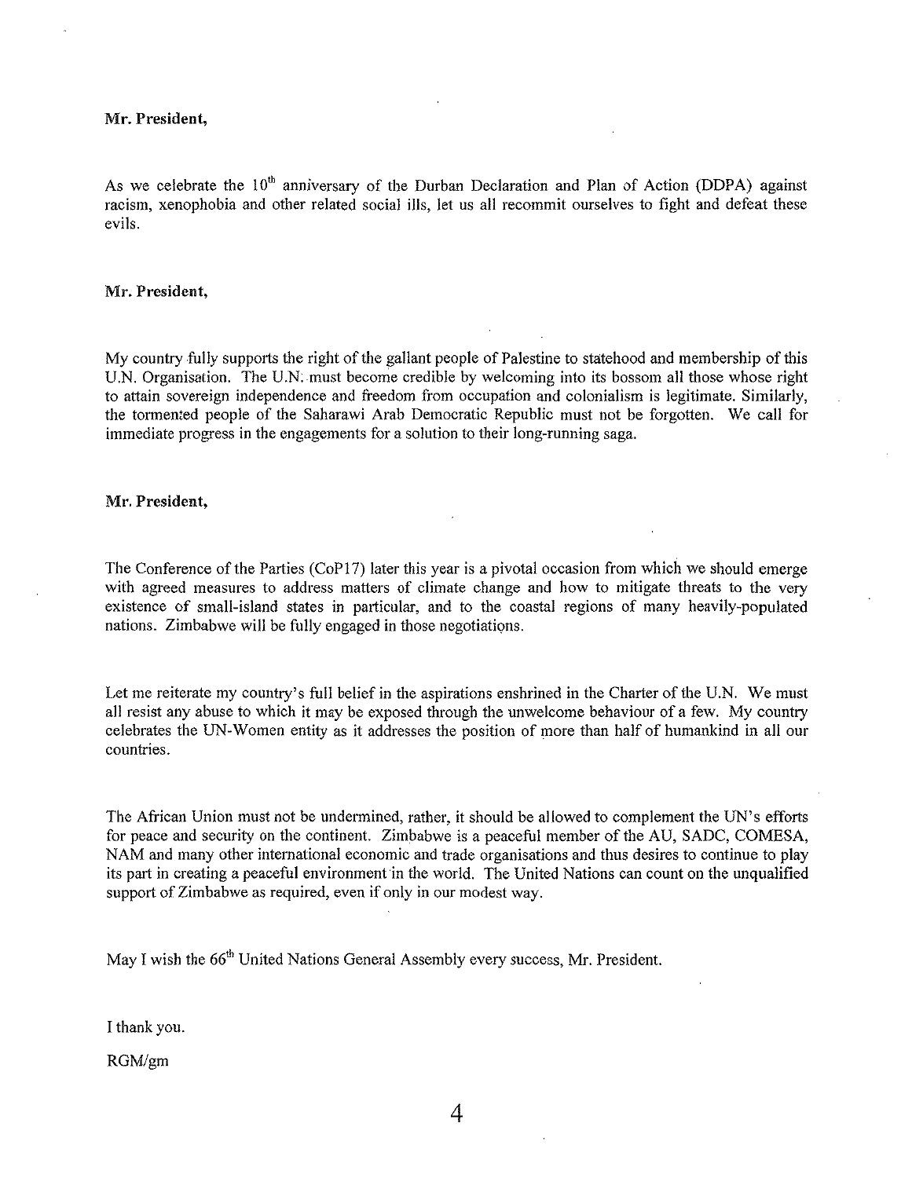**Mr. President,**

As we celebrate the 10th anniversary of the Durban Declaration and Plan of Action (DDPA) against racism, xenophobia and other related social ills, let us all recommit ourselves to fight and defeat these evils.

**Mr. President,**

My country fully supports the right of the gallant people of Palestine to statehood and membership of this U.N. Organisation. The U.N. must become credible by welcoming into its bossom all those whose right to attain sovereign independence and freedom from occupation and colonialism is legitimate. Similarly, the tormented people of the Saharawi Arab Democratic Republic must not be forgotten. We call for immediate progress in the engagements for a solution to their long-running saga.

**Mr. President,**

The Conference of the Parties (CoP17) later this year is a pivotal occasion from which we should emerge with agreed measures to address matters of climate change and how to mitigate threats to the very existence of small-island states in particular, and to the coastal regions of many heavily-populated nations. Zimbabwe will be fully engaged in those negotiations.

Let me reiterate my country's full belief in the aspirations enshrined in the Charter of the U.N. We must all resist any abuse to which it may be exposed through the unwelcome behaviour of a few. My country celebrates the UN-Women entity as it addresses the position of more than half of humankind in all our countries.

The African Union must not be undermined, rather, it should be allowed to complement the UN's efforts for peace and security on the continent. Zimbabwe is a peaceful member of the AU, SADC, COMESA, NAM and many other international economic and trade organisations and thus desires to continue to play its part in creating a peaceful environment in the world. The United Nations can count on the unqualified support of Zimbabwe as required, even if only in our modest way.

May I wish the 66th United Nations General Assembly every success, Mr. President.

I thank you.

RGM/gm